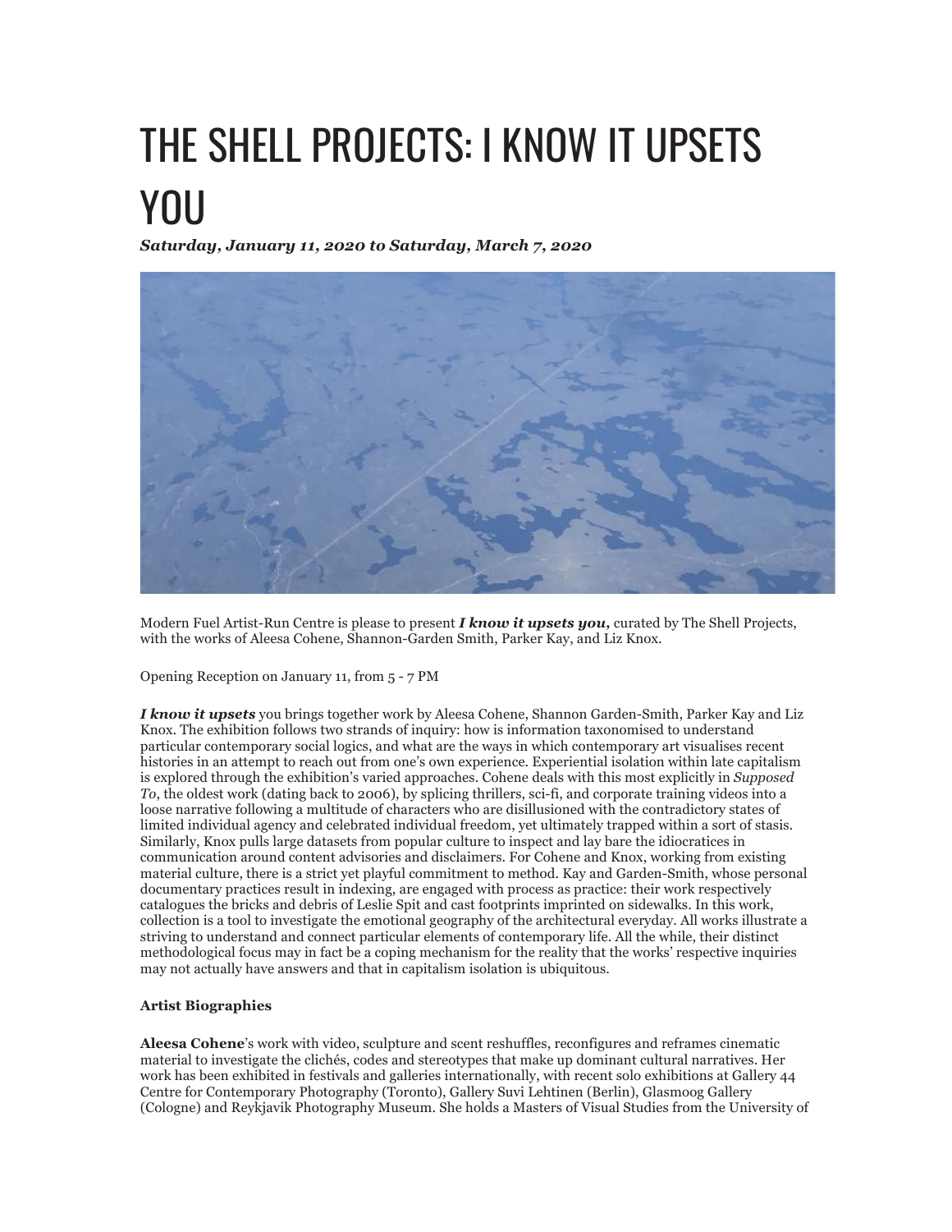# THE SHELL PROJECTS: I KNOW IT UPSETS YOU

***Saturday, January 11, 2020 to Saturday, March 7, 2020***

Modern Fuel Artist-Run Centre is please to present ***I know it upsets you,*** curated by The Shell Projects, with the works of Aleesa Cohene, Shannon-Garden Smith, Parker Kay, and Liz Knox.

Opening Reception on January 11, from 5 - 7 PM

***I know it upsets*** you brings together work by Aleesa Cohene, Shannon Garden-Smith, Parker Kay and Liz Knox. The exhibition follows two strands of inquiry: how is information taxonomised to understand particular contemporary social logics, and what are the ways in which contemporary art visualises recent histories in an attempt to reach out from one's own experience. Experiential isolation within late capitalism is explored through the exhibition's varied approaches. Cohene deals with this most explicitly in *Supposed To*, the oldest work (dating back to 2006), by splicing thrillers, sci-fi, and corporate training videos into a loose narrative following a multitude of characters who are disillusioned with the contradictory states of limited individual agency and celebrated individual freedom, yet ultimately trapped within a sort of stasis. Similarly, Knox pulls large datasets from popular culture to inspect and lay bare the idiocratices in communication around content advisories and disclaimers. For Cohene and Knox, working from existing material culture, there is a strict yet playful commitment to method. Kay and Garden-Smith, whose personal documentary practices result in indexing, are engaged with process as practice: their work respectively catalogues the bricks and debris of Leslie Spit and cast footprints imprinted on sidewalks. In this work, collection is a tool to investigate the emotional geography of the architectural everyday. All works illustrate a striving to understand and connect particular elements of contemporary life. All the while, their distinct methodological focus may in fact be a coping mechanism for the reality that the works' respective inquiries may not actually have answers and that in capitalism isolation is ubiquitous.

**Artist Biographies**

**Aleesa Cohene**'s work with video, sculpture and scent reshuffles, reconfigures and reframes cinematic material to investigate the clichés, codes and stereotypes that make up dominant cultural narratives. Her work has been exhibited in festivals and galleries internationally, with recent solo exhibitions at Gallery 44 Centre for Contemporary Photography (Toronto), Gallery Suvi Lehtinen (Berlin), Glasmoog Gallery (Cologne) and Reykjavik Photography Museum. She holds a Masters of Visual Studies from the University of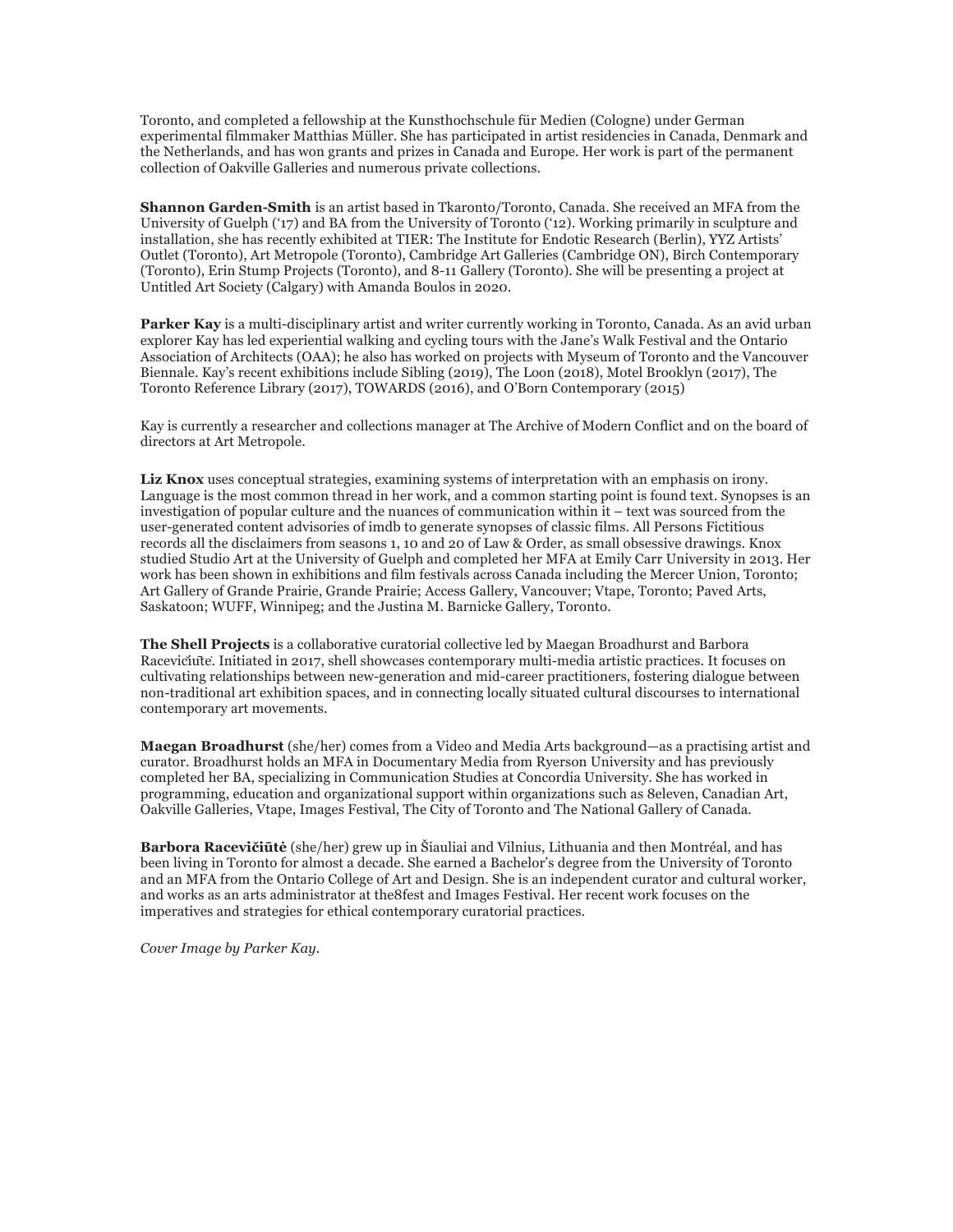Toronto, and completed a fellowship at the Kunsthochschule für Medien (Cologne) under German experimental filmmaker Matthias Müller. She has participated in artist residencies in Canada, Denmark and the Netherlands, and has won grants and prizes in Canada and Europe. Her work is part of the permanent collection of Oakville Galleries and numerous private collections.

**Shannon Garden-Smith** is an artist based in Tkaronto/Toronto, Canada. She received an MFA from the University of Guelph ('17) and BA from the University of Toronto ('12). Working primarily in sculpture and installation, she has recently exhibited at TIER: The Institute for Endotic Research (Berlin), YYZ Artists' Outlet (Toronto), Art Metropole (Toronto), Cambridge Art Galleries (Cambridge ON), Birch Contemporary (Toronto), Erin Stump Projects (Toronto), and 8-11 Gallery (Toronto). She will be presenting a project at Untitled Art Society (Calgary) with Amanda Boulos in 2020.

**Parker Kay** is a multi-disciplinary artist and writer currently working in Toronto, Canada. As an avid urban explorer Kay has led experiential walking and cycling tours with the Jane's Walk Festival and the Ontario Association of Architects (OAA); he also has worked on projects with Myseum of Toronto and the Vancouver Biennale. Kay's recent exhibitions include Sibling (2019), The Loon (2018), Motel Brooklyn (2017), The Toronto Reference Library (2017), TOWARDS (2016), and O'Born Contemporary (2015)

Kay is currently a researcher and collections manager at The Archive of Modern Conflict and on the board of directors at Art Metropole.

**Liz Knox** uses conceptual strategies, examining systems of interpretation with an emphasis on irony. Language is the most common thread in her work, and a common starting point is found text. Synopses is an investigation of popular culture and the nuances of communication within it – text was sourced from the user-generated content advisories of imdb to generate synopses of classic films. All Persons Fictitious records all the disclaimers from seasons 1, 10 and 20 of Law & Order, as small obsessive drawings. Knox studied Studio Art at the University of Guelph and completed her MFA at Emily Carr University in 2013. Her work has been shown in exhibitions and film festivals across Canada including the Mercer Union, Toronto; Art Gallery of Grande Prairie, Grande Prairie; Access Gallery, Vancouver; Vtape, Toronto; Paved Arts, Saskatoon; WUFF, Winnipeg; and the Justina M. Barnicke Gallery, Toronto.

**The Shell Projects** is a collaborative curatorial collective led by Maegan Broadhurst and Barbora Racevičiūtė. Initiated in 2017, shell showcases contemporary multi-media artistic practices. It focuses on cultivating relationships between new-generation and mid-career practitioners, fostering dialogue between non-traditional art exhibition spaces, and in connecting locally situated cultural discourses to international contemporary art movements.

**Maegan Broadhurst** (she/her) comes from a Video and Media Arts background—as a practising artist and curator. Broadhurst holds an MFA in Documentary Media from Ryerson University and has previously completed her BA, specializing in Communication Studies at Concordia University. She has worked in programming, education and organizational support within organizations such as 8eleven, Canadian Art, Oakville Galleries, Vtape, Images Festival, The City of Toronto and The National Gallery of Canada.

**Barbora Racevičiūtė** (she/her) grew up in Šiauliai and Vilnius, Lithuania and then Montréal, and has been living in Toronto for almost a decade. She earned a Bachelor's degree from the University of Toronto and an MFA from the Ontario College of Art and Design. She is an independent curator and cultural worker, and works as an arts administrator at the8fest and Images Festival. Her recent work focuses on the imperatives and strategies for ethical contemporary curatorial practices.

*Cover Image by Parker Kay.*